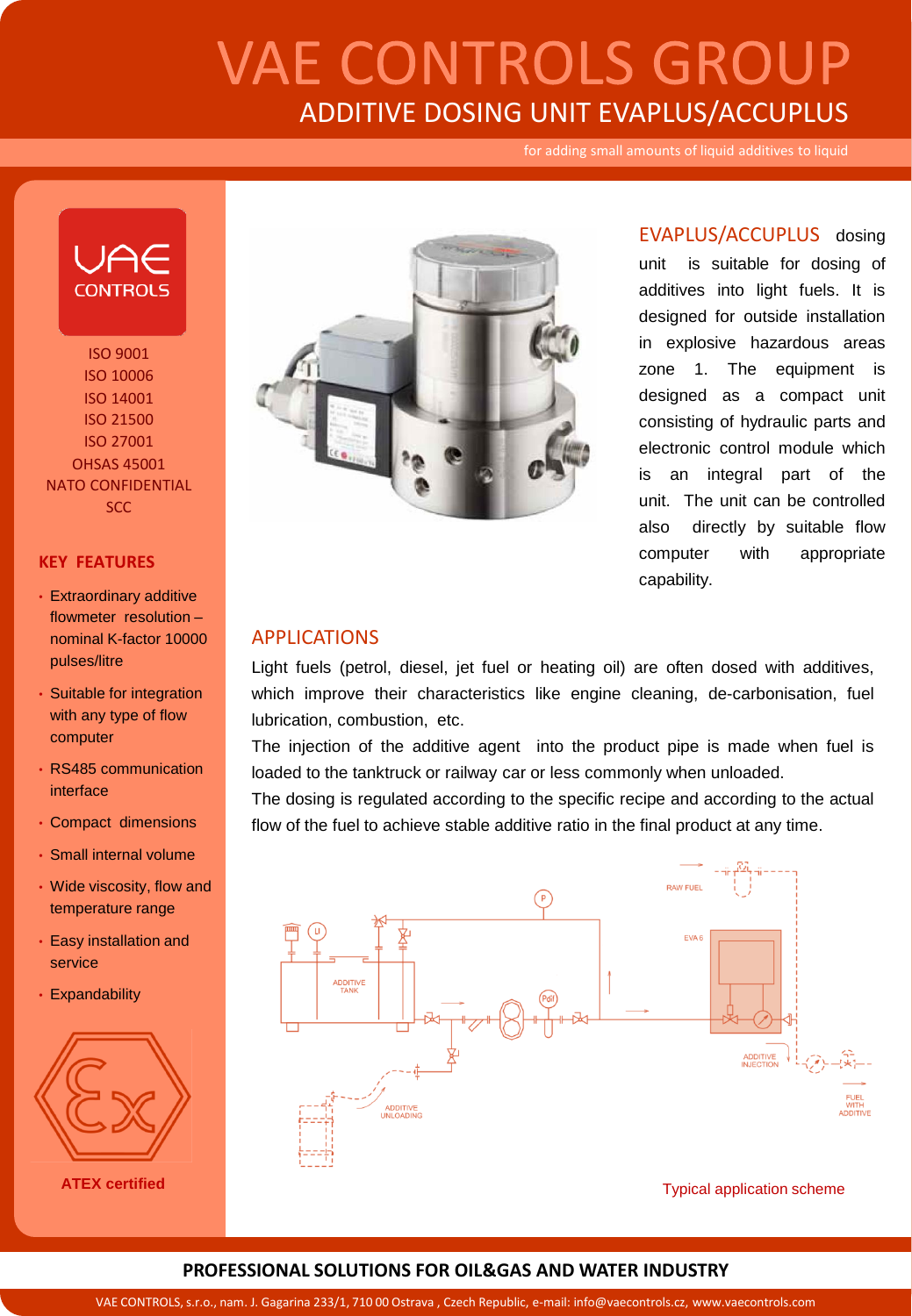# VAE CONTROLS GROUP

## ADDITIVE DOSING UNIT EVAPLUS/ACCUPLUS

for adding small amounts of liquid additives to liquid

ISO 9001
ISO 10006
ISO 14001
ISO 21500
ISO 27001
OHSAS 45001
NATO CONFIDENTIAL
SCC

### KEY FEATURES

- Extraordinary additive flowmeter resolution – nominal K-factor 10000 pulses/litre
- Suitable for integration with any type of flow computer
- RS485 communication interface
- Compact dimensions
- Small internal volume
- Wide viscosity, flow and temperature range
- Easy installation and service
- Expandability

ATEX certified

EVAPLUS/ACCUPLUS dosing unit is suitable for dosing of additives into light fuels. It is designed for outside installation in explosive hazardous areas zone 1. The equipment is designed as a compact unit consisting of hydraulic parts and electronic control module which is an integral part of the unit. The unit can be controlled also directly by suitable flow computer with appropriate capability.

## APPLICATIONS

Light fuels (petrol, diesel, jet fuel or heating oil) are often dosed with additives, which improve their characteristics like engine cleaning, de-carbonisation, fuel lubrication, combustion, etc.

The injection of the additive agent into the product pipe is made when fuel is loaded to the tanktruck or railway car or less commonly when unloaded.

The dosing is regulated according to the specific recipe and according to the actual flow of the fuel to achieve stable additive ratio in the final product at any time.

Typical application scheme

**PROFESSIONAL SOLUTIONS FOR OIL&GAS AND WATER INDUSTRY**

VAE CONTROLS, s.r.o., nam. J. Gagarina 233/1, 710 00 Ostrava , Czech Republic, e-mail: info@vaecontrols.cz, www.vaecontrols.com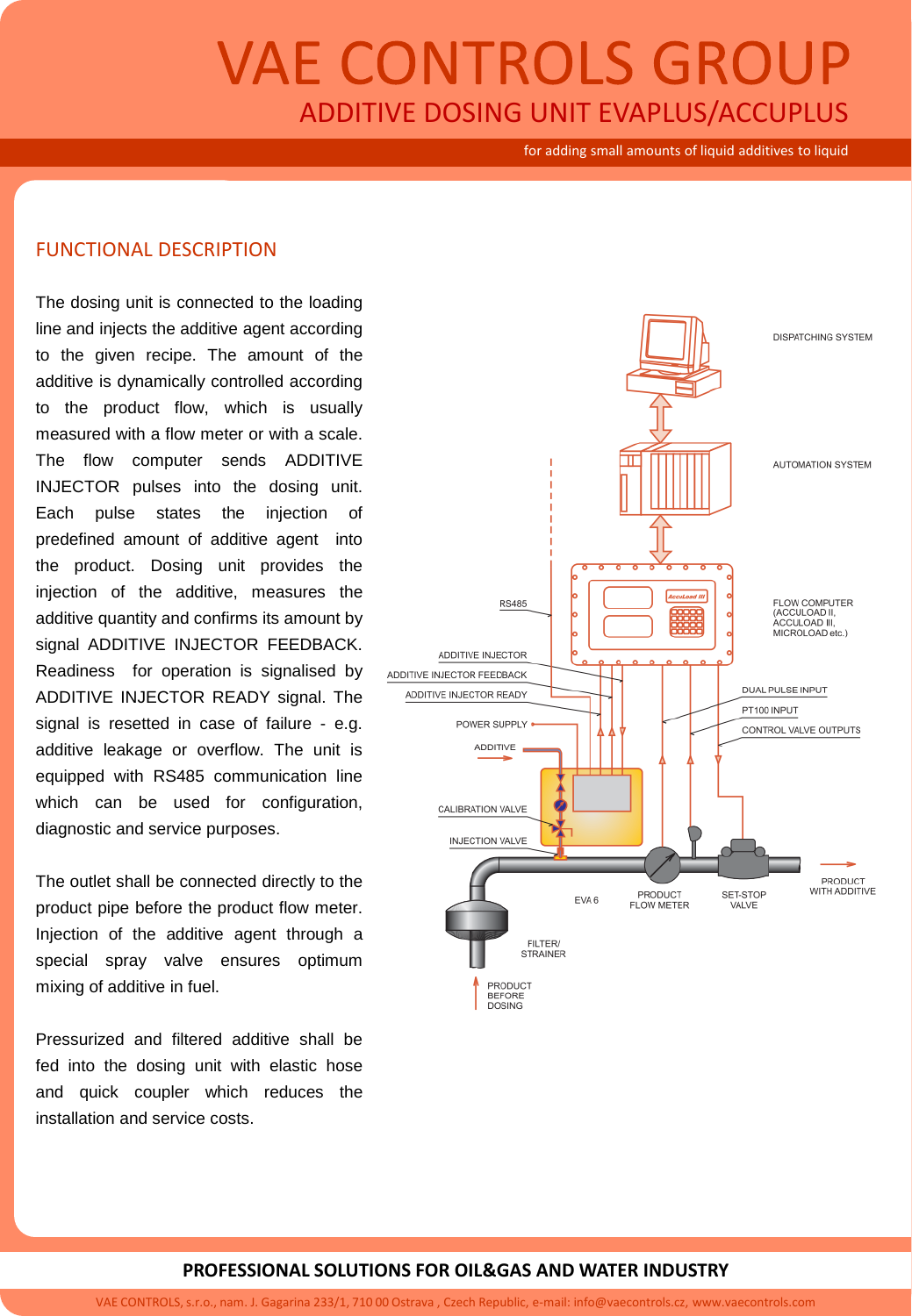# VAE CONTROLS GROUP

## ADDITIVE DOSING UNIT EVAPLUS/ACCUPLUS

for adding small amounts of liquid additives to liquid

### FUNCTIONAL DESCRIPTION

The dosing unit is connected to the loading line and injects the additive agent according to the given recipe. The amount of the additive is dynamically controlled according to the product flow, which is usually measured with a flow meter or with a scale. The flow computer sends ADDITIVE INJECTOR pulses into the dosing unit. Each pulse states the injection of predefined amount of additive agent into the product. Dosing unit provides the injection of the additive, measures the additive quantity and confirms its amount by signal ADDITIVE INJECTOR FEEDBACK. Readiness for operation is signalised by ADDITIVE INJECTOR READY signal. The signal is resetted in case of failure - e.g. additive leakage or overflow. The unit is equipped with RS485 communication line which can be used for configuration, diagnostic and service purposes.

The outlet shall be connected directly to the product pipe before the product flow meter. Injection of the additive agent through a special spray valve ensures optimum mixing of additive in fuel.

Pressurized and filtered additive shall be fed into the dosing unit with elastic hose and quick coupler which reduces the installation and service costs.

DISPATCHING SYSTEM

AUTOMATION SYSTEM

FLOW COMPUTER (ACCULOAD II, ACCULOAD III, MICROLOAD etc.)

RS485

ADDITIVE INJECTOR

ADDITIVE INJECTOR FEEDBACK

ADDITIVE INJECTOR READY

POWER SUPPLY

ADDITIVE

CALIBRATION VALVE

INJECTION VALVE

DUAL PULSE INPUT

PT100 INPUT

CONTROL VALVE OUTPUTS

EVA 6

PRODUCT FLOW METER

SET-STOP VALVE

PRODUCT WITH ADDITIVE

FILTER/ STRAINER

PRODUCT BEFORE DOSING

**PROFESSIONAL SOLUTIONS FOR OIL&GAS AND WATER INDUSTRY**

VAE CONTROLS, s.r.o., nam. J. Gagarina 233/1, 710 00 Ostrava , Czech Republic, e-mail: info@vaecontrols.cz, www.vaecontrols.com